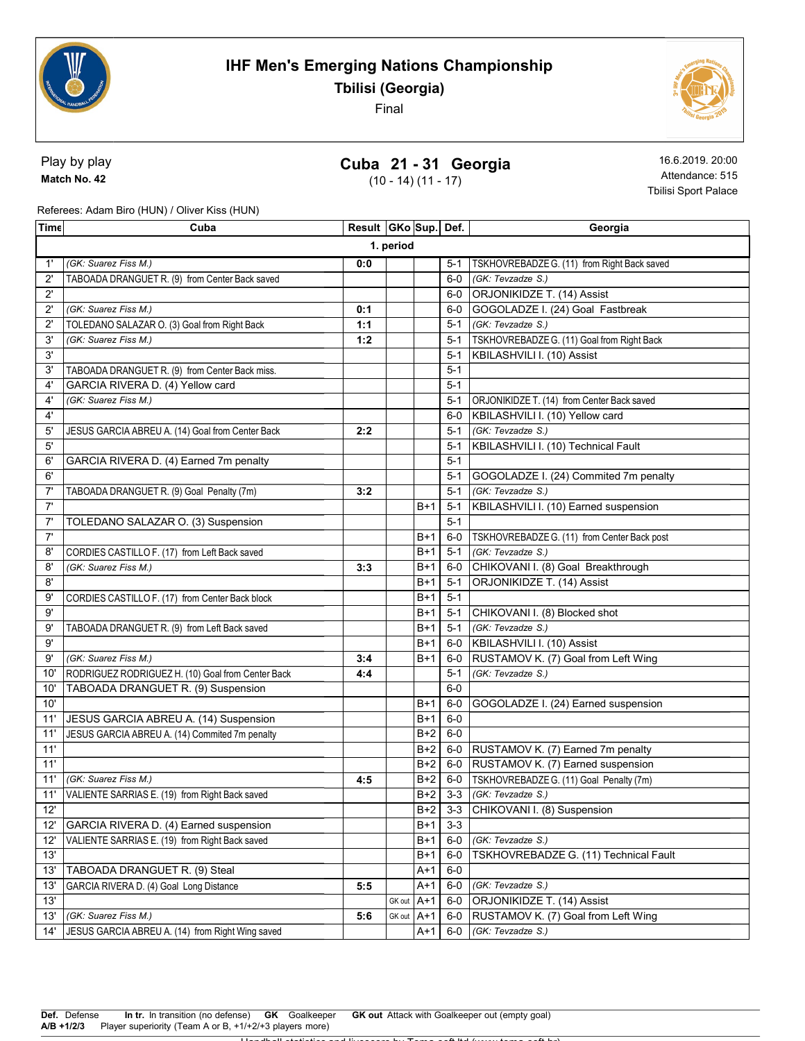# IHF Men's Emerging Nations Championship

## Tbilisi (Georgia)

Final

**Play by play**

**Match No. 42**

## Cuba 21 - 31 Georgia

(10 - 14) (11 - 17)

16.6.2019. 20:00

Attendance: 515

Tbilisi Sport Palace

Referees: Adam Biro (HUN) / Oliver Kiss (HUN)

| Time | Cuba | Result | GKo | Sup. | Def. | Georgia |
|---|---|---|---|---|---|---|
| | | **1. period** | | | | |
| 1' | *(GK: Suarez Fiss M.)* | 0:0 | | | 5-1 | TSKHOVREBADZE G. (11) from Right Back saved |
| 2' | TABOADA DRANGUET R. (9) from Center Back saved | | | | 6-0 | *(GK: Tevzadze S.)* |
| 2' | | | | | 6-0 | ORJONIKIDZE T. (14) Assist |
| 2' | *(GK: Suarez Fiss M.)* | 0:1 | | | 6-0 | GOGOLADZE I. (24) Goal Fastbreak |
| 2' | TOLEDANO SALAZAR O. (3) Goal from Right Back | 1:1 | | | 5-1 | *(GK: Tevzadze S.)* |
| 3' | *(GK: Suarez Fiss M.)* | 1:2 | | | 5-1 | TSKHOVREBADZE G. (11) Goal from Right Back |
| 3' | | | | | 5-1 | KBILASHVILI I. (10) Assist |
| 3' | TABOADA DRANGUET R. (9) from Center Back miss. | | | | 5-1 | |
| 4' | GARCIA RIVERA D. (4) Yellow card | | | | 5-1 | |
| 4' | *(GK: Suarez Fiss M.)* | | | | 5-1 | ORJONIKIDZE T. (14) from Center Back saved |
| 4' | | | | | 6-0 | KBILASHVILI I. (10) Yellow card |
| 5' | JESUS GARCIA ABREU A. (14) Goal from Center Back | 2:2 | | | 5-1 | *(GK: Tevzadze S.)* |
| 5' | | | | | 5-1 | KBILASHVILI I. (10) Technical Fault |
| 6' | GARCIA RIVERA D. (4) Earned 7m penalty | | | | 5-1 | |
| 6' | | | | | 5-1 | GOGOLADZE I. (24) Commited 7m penalty |
| 7' | TABOADA DRANGUET R. (9) Goal Penalty (7m) | 3:2 | | | 5-1 | *(GK: Tevzadze S.)* |
| 7' | | | | B+1 | 5-1 | KBILASHVILI I. (10) Earned suspension |
| 7' | TOLEDANO SALAZAR O. (3) Suspension | | | | 5-1 | |
| 7' | | | | B+1 | 6-0 | TSKHOVREBADZE G. (11) from Center Back post |
| 8' | CORDIES CASTILLO F. (17) from Left Back saved | | | B+1 | 5-1 | *(GK: Tevzadze S.)* |
| 8' | *(GK: Suarez Fiss M.)* | 3:3 | | B+1 | 6-0 | CHIKOVANI I. (8) Goal Breakthrough |
| 8' | | | | B+1 | 5-1 | ORJONIKIDZE T. (14) Assist |
| 9' | CORDIES CASTILLO F. (17) from Center Back block | | | B+1 | 5-1 | |
| 9' | | | | B+1 | 5-1 | CHIKOVANI I. (8) Blocked shot |
| 9' | TABOADA DRANGUET R. (9) from Left Back saved | | | B+1 | 5-1 | *(GK: Tevzadze S.)* |
| 9' | | | | B+1 | 6-0 | KBILASHVILI I. (10) Assist |
| 9' | *(GK: Suarez Fiss M.)* | 3:4 | | B+1 | 6-0 | RUSTAMOV K. (7) Goal from Left Wing |
| 10' | RODRIGUEZ RODRIGUEZ H. (10) Goal from Center Back | 4:4 | | | 5-1 | *(GK: Tevzadze S.)* |
| 10' | TABOADA DRANGUET R. (9) Suspension | | | | 6-0 | |
| 10' | | | | B+1 | 6-0 | GOGOLADZE I. (24) Earned suspension |
| 11' | JESUS GARCIA ABREU A. (14) Suspension | | | B+1 | 6-0 | |
| 11' | JESUS GARCIA ABREU A. (14) Commited 7m penalty | | | B+2 | 6-0 | |
| 11' | | | | B+2 | 6-0 | RUSTAMOV K. (7) Earned 7m penalty |
| 11' | | | | B+2 | 6-0 | RUSTAMOV K. (7) Earned suspension |
| 11' | *(GK: Suarez Fiss M.)* | 4:5 | | B+2 | 6-0 | TSKHOVREBADZE G. (11) Goal Penalty (7m) |
| 11' | VALIENTE SARRIAS E. (19) from Right Back saved | | | B+2 | 3-3 | *(GK: Tevzadze S.)* |
| 12' | | | | B+2 | 3-3 | CHIKOVANI I. (8) Suspension |
| 12' | GARCIA RIVERA D. (4) Earned suspension | | | B+1 | 3-3 | |
| 12' | VALIENTE SARRIAS E. (19) from Right Back saved | | | B+1 | 6-0 | *(GK: Tevzadze S.)* |
| 13' | | | | B+1 | 6-0 | TSKHOVREBADZE G. (11) Technical Fault |
| 13' | TABOADA DRANGUET R. (9) Steal | | | A+1 | 6-0 | |
| 13' | GARCIA RIVERA D. (4) Goal Long Distance | 5:5 | | A+1 | 6-0 | *(GK: Tevzadze S.)* |
| 13' | | | GK out | A+1 | 6-0 | ORJONIKIDZE T. (14) Assist |
| 13' | *(GK: Suarez Fiss M.)* | 5:6 | GK out | A+1 | 6-0 | RUSTAMOV K. (7) Goal from Left Wing |
| 14' | JESUS GARCIA ABREU A. (14) from Right Wing saved | | | A+1 | 6-0 | *(GK: Tevzadze S.)* |

**Def.** Defense **In tr.** In transition (no defense) **GK** Goalkeeper **GK out** Attack with Goalkeeper out (empty goal)
**A/B +1/2/3** Player superiority (Team A or B, +1/+2/+3 players more)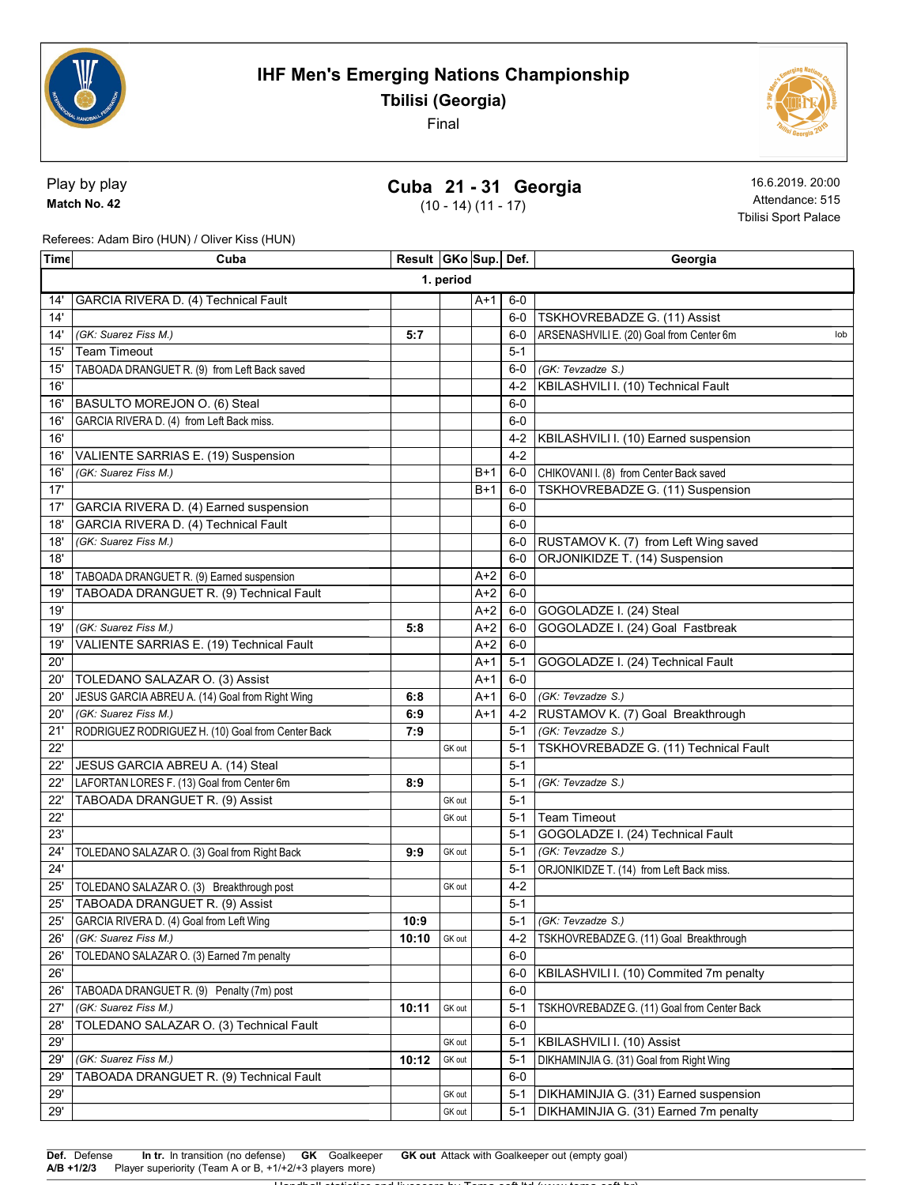# IHF Men's Emerging Nations Championship

**Tbilisi (Georgia)**

Final

Play by play
**Match No. 42**

## Cuba 21 - 31 Georgia

(10 - 14) (11 - 17)

16.6.2019. 20:00
Attendance: 515
Tbilisi Sport Palace

Referees: Adam Biro (HUN) / Oliver Kiss (HUN)

| Time | Cuba | Result | GKo | Sup. | Def. | Georgia |
|---|---|---|---|---|---|---|
| | | **1. period** | | | | |
| 14' | GARCIA RIVERA D. (4) Technical Fault | | | A+1 | 6-0 | |
| 14' | | | | | 6-0 | TSKHOVREBADZE G. (11) Assist |
| 14' | *(GK: Suarez Fiss M.)* | 5:7 | | | 6-0 | ARSENASHVILI E. (20) Goal from Center 6m lob |
| 15' | Team Timeout | | | | 5-1 | |
| 15' | TABOADA DRANGUET R. (9) from Left Back saved | | | | 6-0 | *(GK: Tevzadze S.)* |
| 16' | | | | | 4-2 | KBILASHVILI I. (10) Technical Fault |
| 16' | BASULTO MOREJON O. (6) Steal | | | | 6-0 | |
| 16' | GARCIA RIVERA D. (4) from Left Back miss. | | | | 6-0 | |
| 16' | | | | | 4-2 | KBILASHVILI I. (10) Earned suspension |
| 16' | VALIENTE SARRIAS E. (19) Suspension | | | | 4-2 | |
| 16' | *(GK: Suarez Fiss M.)* | | | B+1 | 6-0 | CHIKOVANI I. (8) from Center Back saved |
| 17' | | | | B+1 | 6-0 | TSKHOVREBADZE G. (11) Suspension |
| 17' | GARCIA RIVERA D. (4) Earned suspension | | | | 6-0 | |
| 18' | GARCIA RIVERA D. (4) Technical Fault | | | | 6-0 | |
| 18' | *(GK: Suarez Fiss M.)* | | | | 6-0 | RUSTAMOV K. (7) from Left Wing saved |
| 18' | | | | | 6-0 | ORJONIKIDZE T. (14) Suspension |
| 18' | TABOADA DRANGUET R. (9) Earned suspension | | | A+2 | 6-0 | |
| 19' | TABOADA DRANGUET R. (9) Technical Fault | | | A+2 | 6-0 | |
| 19' | | | | A+2 | 6-0 | GOGOLADZE I. (24) Steal |
| 19' | *(GK: Suarez Fiss M.)* | 5:8 | | A+2 | 6-0 | GOGOLADZE I. (24) Goal Fastbreak |
| 19' | VALIENTE SARRIAS E. (19) Technical Fault | | | A+2 | 6-0 | |
| 20' | | | | A+1 | 5-1 | GOGOLADZE I. (24) Technical Fault |
| 20' | TOLEDANO SALAZAR O. (3) Assist | | | A+1 | 6-0 | |
| 20' | JESUS GARCIA ABREU A. (14) Goal from Right Wing | 6:8 | | A+1 | 6-0 | *(GK: Tevzadze S.)* |
| 20' | *(GK: Suarez Fiss M.)* | 6:9 | | A+1 | 4-2 | RUSTAMOV K. (7) Goal Breakthrough |
| 21' | RODRIGUEZ RODRIGUEZ H. (10) Goal from Center Back | 7:9 | | | 5-1 | *(GK: Tevzadze S.)* |
| 22' | | | GK out | | 5-1 | TSKHOVREBADZE G. (11) Technical Fault |
| 22' | JESUS GARCIA ABREU A. (14) Steal | | | | 5-1 | |
| 22' | LAFORTAN LORES F. (13) Goal from Center 6m | 8:9 | | | 5-1 | *(GK: Tevzadze S.)* |
| 22' | TABOADA DRANGUET R. (9) Assist | | GK out | | 5-1 | |
| 22' | | | GK out | | 5-1 | Team Timeout |
| 23' | | | | | 5-1 | GOGOLADZE I. (24) Technical Fault |
| 24' | TOLEDANO SALAZAR O. (3) Goal from Right Back | 9:9 | GK out | | 5-1 | *(GK: Tevzadze S.)* |
| 24' | | | | | 5-1 | ORJONIKIDZE T. (14) from Left Back miss. |
| 25' | TOLEDANO SALAZAR O. (3) Breakthrough post | | GK out | | 4-2 | |
| 25' | TABOADA DRANGUET R. (9) Assist | | | | 5-1 | |
| 25' | GARCIA RIVERA D. (4) Goal from Left Wing | 10:9 | | | 5-1 | *(GK: Tevzadze S.)* |
| 26' | *(GK: Suarez Fiss M.)* | 10:10 | GK out | | 4-2 | TSKHOVREBADZE G. (11) Goal Breakthrough |
| 26' | TOLEDANO SALAZAR O. (3) Earned 7m penalty | | | | 6-0 | |
| 26' | | | | | 6-0 | KBILASHVILI I. (10) Commited 7m penalty |
| 26' | TABOADA DRANGUET R. (9) Penalty (7m) post | | | | 6-0 | |
| 27' | *(GK: Suarez Fiss M.)* | 10:11 | GK out | | 5-1 | TSKHOVREBADZE G. (11) Goal from Center Back |
| 28' | TOLEDANO SALAZAR O. (3) Technical Fault | | | | 6-0 | |
| 29' | | | GK out | | 5-1 | KBILASHVILI I. (10) Assist |
| 29' | *(GK: Suarez Fiss M.)* | 10:12 | GK out | | 5-1 | DIKHAMINJIA G. (31) Goal from Right Wing |
| 29' | TABOADA DRANGUET R. (9) Technical Fault | | | | 6-0 | |
| 29' | | | GK out | | 5-1 | DIKHAMINJIA G. (31) Earned suspension |
| 29' | | | GK out | | 5-1 | DIKHAMINJIA G. (31) Earned 7m penalty |

**Def.** Defense **In tr.** In transition (no defense) **GK** Goalkeeper **GK out** Attack with Goalkeeper out (empty goal)
**A/B +1/2/3** Player superiority (Team A or B, +1/+2/+3 players more)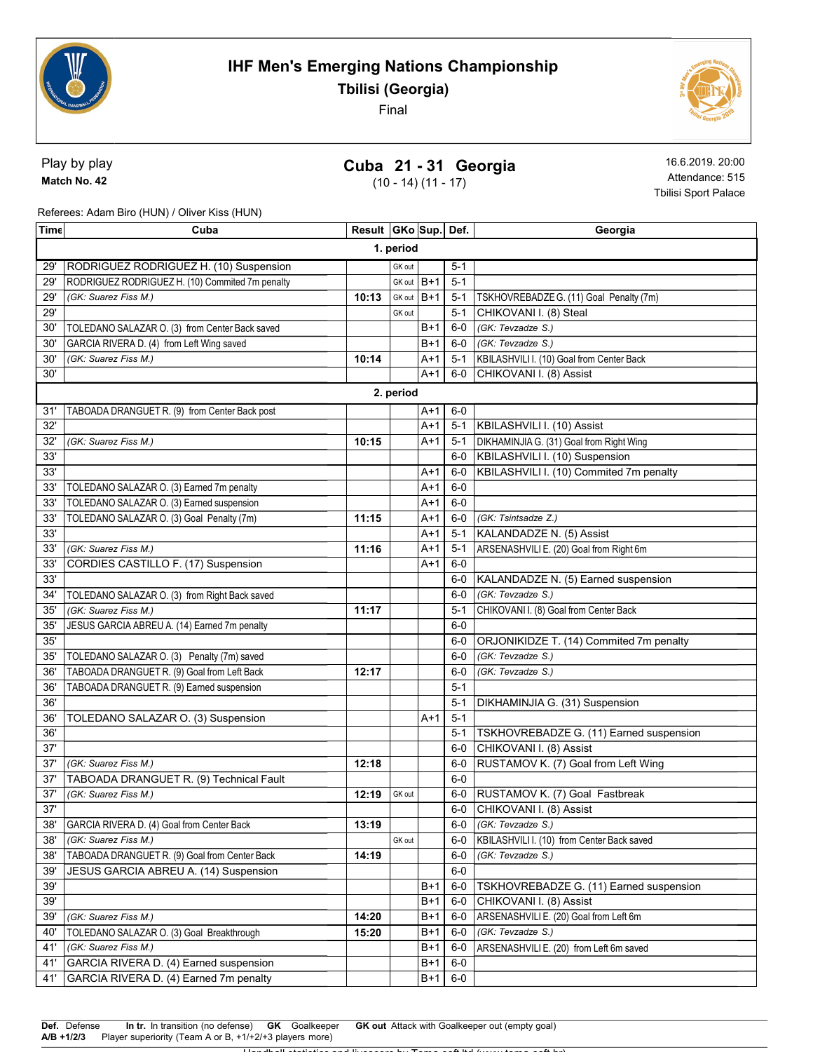# IHF Men's Emerging Nations Championship

## Tbilisi (Georgia)

Final

Play by play

**Match No. 42**

## Cuba 21 - 31 Georgia

(10 - 14) (11 - 17)

16.6.2019. 20:00

Attendance: 515

Tbilisi Sport Palace

Referees: Adam Biro (HUN) / Oliver Kiss (HUN)

| Time | Cuba | Result | GKo | Sup. | Def. | Georgia |
|---|---|---|---|---|---|---|
| | | **1. period** | | | | |
| 29' | RODRIGUEZ RODRIGUEZ H. (10) Suspension | | GK out | | 5-1 | |
| 29' | RODRIGUEZ RODRIGUEZ H. (10) Commited 7m penalty | | GK out | B+1 | 5-1 | |
| 29' | *(GK: Suarez Fiss M.)* | 10:13 | GK out | B+1 | 5-1 | TSKHOVREBADZE G. (11) Goal Penalty (7m) |
| 29' | | | GK out | | 5-1 | CHIKOVANI I. (8) Steal |
| 30' | TOLEDANO SALAZAR O. (3) from Center Back saved | | | B+1 | 6-0 | *(GK: Tevzadze S.)* |
| 30' | GARCIA RIVERA D. (4) from Left Wing saved | | | B+1 | 6-0 | *(GK: Tevzadze S.)* |
| 30' | *(GK: Suarez Fiss M.)* | 10:14 | | A+1 | 5-1 | KBILASHVILI I. (10) Goal from Center Back |
| 30' | | | | A+1 | 6-0 | CHIKOVANI I. (8) Assist |
| | | **2. period** | | | | |
| 31' | TABOADA DRANGUET R. (9) from Center Back post | | | A+1 | 6-0 | |
| 32' | | | | A+1 | 5-1 | KBILASHVILI I. (10) Assist |
| 32' | *(GK: Suarez Fiss M.)* | 10:15 | | A+1 | 5-1 | DIKHAMINJIA G. (31) Goal from Right Wing |
| 33' | | | | | 6-0 | KBILASHVILI I. (10) Suspension |
| 33' | | | | A+1 | 6-0 | KBILASHVILI I. (10) Commited 7m penalty |
| 33' | TOLEDANO SALAZAR O. (3) Earned 7m penalty | | | A+1 | 6-0 | |
| 33' | TOLEDANO SALAZAR O. (3) Earned suspension | | | A+1 | 6-0 | |
| 33' | TOLEDANO SALAZAR O. (3) Goal Penalty (7m) | 11:15 | | A+1 | 6-0 | *(GK: Tsintsadze Z.)* |
| 33' | | | | A+1 | 5-1 | KALANDADZE N. (5) Assist |
| 33' | *(GK: Suarez Fiss M.)* | 11:16 | | A+1 | 5-1 | ARSENASHVILI E. (20) Goal from Right 6m |
| 33' | CORDIES CASTILLO F. (17) Suspension | | | A+1 | 6-0 | |
| 33' | | | | | 6-0 | KALANDADZE N. (5) Earned suspension |
| 34' | TOLEDANO SALAZAR O. (3) from Right Back saved | | | | 6-0 | *(GK: Tevzadze S.)* |
| 35' | *(GK: Suarez Fiss M.)* | 11:17 | | | 5-1 | CHIKOVANI I. (8) Goal from Center Back |
| 35' | JESUS GARCIA ABREU A. (14) Earned 7m penalty | | | | 6-0 | |
| 35' | | | | | 6-0 | ORJONIKIDZE T. (14) Commited 7m penalty |
| 35' | TOLEDANO SALAZAR O. (3) Penalty (7m) saved | | | | 6-0 | *(GK: Tevzadze S.)* |
| 36' | TABOADA DRANGUET R. (9) Goal from Left Back | 12:17 | | | 6-0 | *(GK: Tevzadze S.)* |
| 36' | TABOADA DRANGUET R. (9) Earned suspension | | | | 5-1 | |
| 36' | | | | | 5-1 | DIKHAMINJIA G. (31) Suspension |
| 36' | TOLEDANO SALAZAR O. (3) Suspension | | | A+1 | 5-1 | |
| 36' | | | | | 5-1 | TSKHOVREBADZE G. (11) Earned suspension |
| 37' | | | | | 6-0 | CHIKOVANI I. (8) Assist |
| 37' | *(GK: Suarez Fiss M.)* | 12:18 | | | 6-0 | RUSTAMOV K. (7) Goal from Left Wing |
| 37' | TABOADA DRANGUET R. (9) Technical Fault | | | | 6-0 | |
| 37' | *(GK: Suarez Fiss M.)* | 12:19 | GK out | | 6-0 | RUSTAMOV K. (7) Goal Fastbreak |
| 37' | | | | | 6-0 | CHIKOVANI I. (8) Assist |
| 38' | GARCIA RIVERA D. (4) Goal from Center Back | 13:19 | | | 6-0 | *(GK: Tevzadze S.)* |
| 38' | *(GK: Suarez Fiss M.)* | | GK out | | 6-0 | KBILASHVILI I. (10) from Center Back saved |
| 38' | TABOADA DRANGUET R. (9) Goal from Center Back | 14:19 | | | 6-0 | *(GK: Tevzadze S.)* |
| 39' | JESUS GARCIA ABREU A. (14) Suspension | | | | 6-0 | |
| 39' | | | | B+1 | 6-0 | TSKHOVREBADZE G. (11) Earned suspension |
| 39' | | | | B+1 | 6-0 | CHIKOVANI I. (8) Assist |
| 39' | *(GK: Suarez Fiss M.)* | 14:20 | | B+1 | 6-0 | ARSENASHVILI E. (20) Goal from Left 6m |
| 40' | TOLEDANO SALAZAR O. (3) Goal Breakthrough | 15:20 | | B+1 | 6-0 | *(GK: Tevzadze S.)* |
| 41' | *(GK: Suarez Fiss M.)* | | | B+1 | 6-0 | ARSENASHVILI E. (20) from Left 6m saved |
| 41' | GARCIA RIVERA D. (4) Earned suspension | | | B+1 | 6-0 | |
| 41' | GARCIA RIVERA D. (4) Earned 7m penalty | | | B+1 | 6-0 | |

**Def.** Defense **In tr.** In transition (no defense) **GK** Goalkeeper **GK out** Attack with Goalkeeper out (empty goal)
**A/B +1/2/3** Player superiority (Team A or B, +1/+2/+3 players more)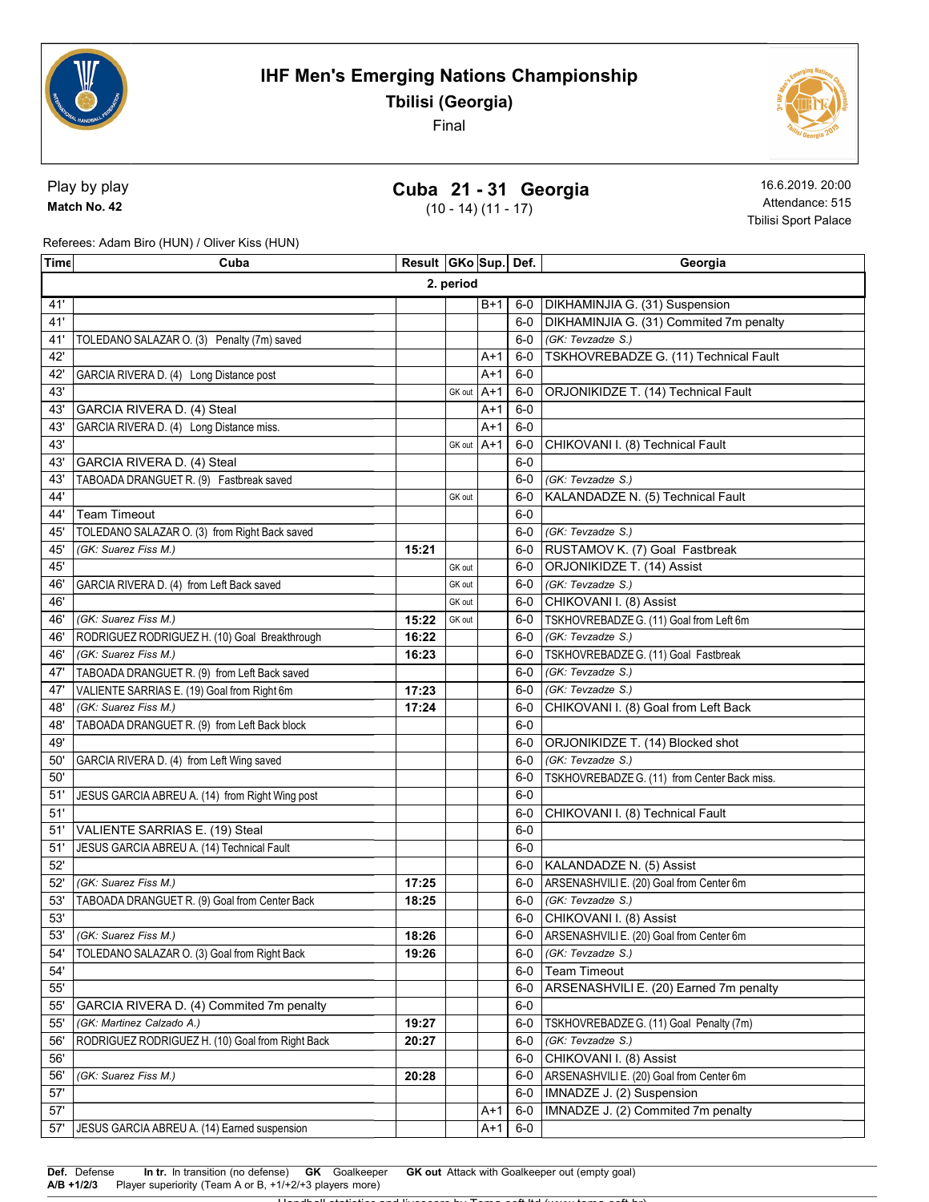# IHF Men's Emerging Nations Championship

## Tbilisi (Georgia)

Final

Play by play

**Match No. 42**

## Cuba 21 - 31 Georgia

(10 - 14) (11 - 17)

16.6.2019. 20:00
Attendance: 515
Tbilisi Sport Palace

Referees: Adam Biro (HUN) / Oliver Kiss (HUN)

| Time | Cuba | Result | GKo | Sup. | Def. | Georgia |
|---|---|---|---|---|---|---|
| **2. period** | | | | | | |
| 41' | | | | B+1 | 6-0 | DIKHAMINJIA G. (31) Suspension |
| 41' | | | | | 6-0 | DIKHAMINJIA G. (31) Commited 7m penalty |
| 41' | TOLEDANO SALAZAR O. (3) Penalty (7m) saved | | | | 6-0 | *(GK: Tevzadze S.)* |
| 42' | | | | A+1 | 6-0 | TSKHOVREBADZE G. (11) Technical Fault |
| 42' | GARCIA RIVERA D. (4) Long Distance post | | | A+1 | 6-0 | |
| 43' | | | GK out | A+1 | 6-0 | ORJONIKIDZE T. (14) Technical Fault |
| 43' | GARCIA RIVERA D. (4) Steal | | | A+1 | 6-0 | |
| 43' | GARCIA RIVERA D. (4) Long Distance miss. | | | A+1 | 6-0 | |
| 43' | | | GK out | A+1 | 6-0 | CHIKOVANI I. (8) Technical Fault |
| 43' | GARCIA RIVERA D. (4) Steal | | | | 6-0 | |
| 43' | TABOADA DRANGUET R. (9) Fastbreak saved | | | | 6-0 | *(GK: Tevzadze S.)* |
| 44' | | | GK out | | 6-0 | KALANDADZE N. (5) Technical Fault |
| 44' | Team Timeout | | | | 6-0 | |
| 45' | TOLEDANO SALAZAR O. (3) from Right Back saved | | | | 6-0 | *(GK: Tevzadze S.)* |
| 45' | *(GK: Suarez Fiss M.)* | 15:21 | | | 6-0 | RUSTAMOV K. (7) Goal Fastbreak |
| 45' | | | GK out | | 6-0 | ORJONIKIDZE T. (14) Assist |
| 46' | GARCIA RIVERA D. (4) from Left Back saved | | GK out | | 6-0 | *(GK: Tevzadze S.)* |
| 46' | | | GK out | | 6-0 | CHIKOVANI I. (8) Assist |
| 46' | *(GK: Suarez Fiss M.)* | 15:22 | GK out | | 6-0 | TSKHOVREBADZE G. (11) Goal from Left 6m |
| 46' | RODRIGUEZ RODRIGUEZ H. (10) Goal Breakthrough | 16:22 | | | 6-0 | *(GK: Tevzadze S.)* |
| 46' | *(GK: Suarez Fiss M.)* | 16:23 | | | 6-0 | TSKHOVREBADZE G. (11) Goal Fastbreak |
| 47' | TABOADA DRANGUET R. (9) from Left Back saved | | | | 6-0 | *(GK: Tevzadze S.)* |
| 47' | VALIENTE SARRIAS E. (19) Goal from Right 6m | 17:23 | | | 6-0 | *(GK: Tevzadze S.)* |
| 48' | *(GK: Suarez Fiss M.)* | 17:24 | | | 6-0 | CHIKOVANI I. (8) Goal from Left Back |
| 48' | TABOADA DRANGUET R. (9) from Left Back block | | | | 6-0 | |
| 49' | | | | | 6-0 | ORJONIKIDZE T. (14) Blocked shot |
| 50' | GARCIA RIVERA D. (4) from Left Wing saved | | | | 6-0 | *(GK: Tevzadze S.)* |
| 50' | | | | | 6-0 | TSKHOVREBADZE G. (11) from Center Back miss. |
| 51' | JESUS GARCIA ABREU A. (14) from Right Wing post | | | | 6-0 | |
| 51' | | | | | 6-0 | CHIKOVANI I. (8) Technical Fault |
| 51' | VALIENTE SARRIAS E. (19) Steal | | | | 6-0 | |
| 51' | JESUS GARCIA ABREU A. (14) Technical Fault | | | | 6-0 | |
| 52' | | | | | 6-0 | KALANDADZE N. (5) Assist |
| 52' | *(GK: Suarez Fiss M.)* | 17:25 | | | 6-0 | ARSENASHVILI E. (20) Goal from Center 6m |
| 53' | TABOADA DRANGUET R. (9) Goal from Center Back | 18:25 | | | 6-0 | *(GK: Tevzadze S.)* |
| 53' | | | | | 6-0 | CHIKOVANI I. (8) Assist |
| 53' | *(GK: Suarez Fiss M.)* | 18:26 | | | 6-0 | ARSENASHVILI E. (20) Goal from Center 6m |
| 54' | TOLEDANO SALAZAR O. (3) Goal from Right Back | 19:26 | | | 6-0 | *(GK: Tevzadze S.)* |
| 54' | | | | | 6-0 | Team Timeout |
| 55' | | | | | 6-0 | ARSENASHVILI E. (20) Earned 7m penalty |
| 55' | GARCIA RIVERA D. (4) Commited 7m penalty | | | | 6-0 | |
| 55' | *(GK: Martinez Calzado A.)* | 19:27 | | | 6-0 | TSKHOVREBADZE G. (11) Goal Penalty (7m) |
| 56' | RODRIGUEZ RODRIGUEZ H. (10) Goal from Right Back | 20:27 | | | 6-0 | *(GK: Tevzadze S.)* |
| 56' | | | | | 6-0 | CHIKOVANI I. (8) Assist |
| 56' | *(GK: Suarez Fiss M.)* | 20:28 | | | 6-0 | ARSENASHVILI E. (20) Goal from Center 6m |
| 57' | | | | | 6-0 | IMNADZE J. (2) Suspension |
| 57' | | | | A+1 | 6-0 | IMNADZE J. (2) Commited 7m penalty |
| 57' | JESUS GARCIA ABREU A. (14) Earned suspension | | | A+1 | 6-0 | |

**Def.** Defense **In tr.** In transition (no defense) **GK** Goalkeeper **GK out** Attack with Goalkeeper out (empty goal)
**A/B +1/2/3** Player superiority (Team A or B, +1/+2/+3 players more)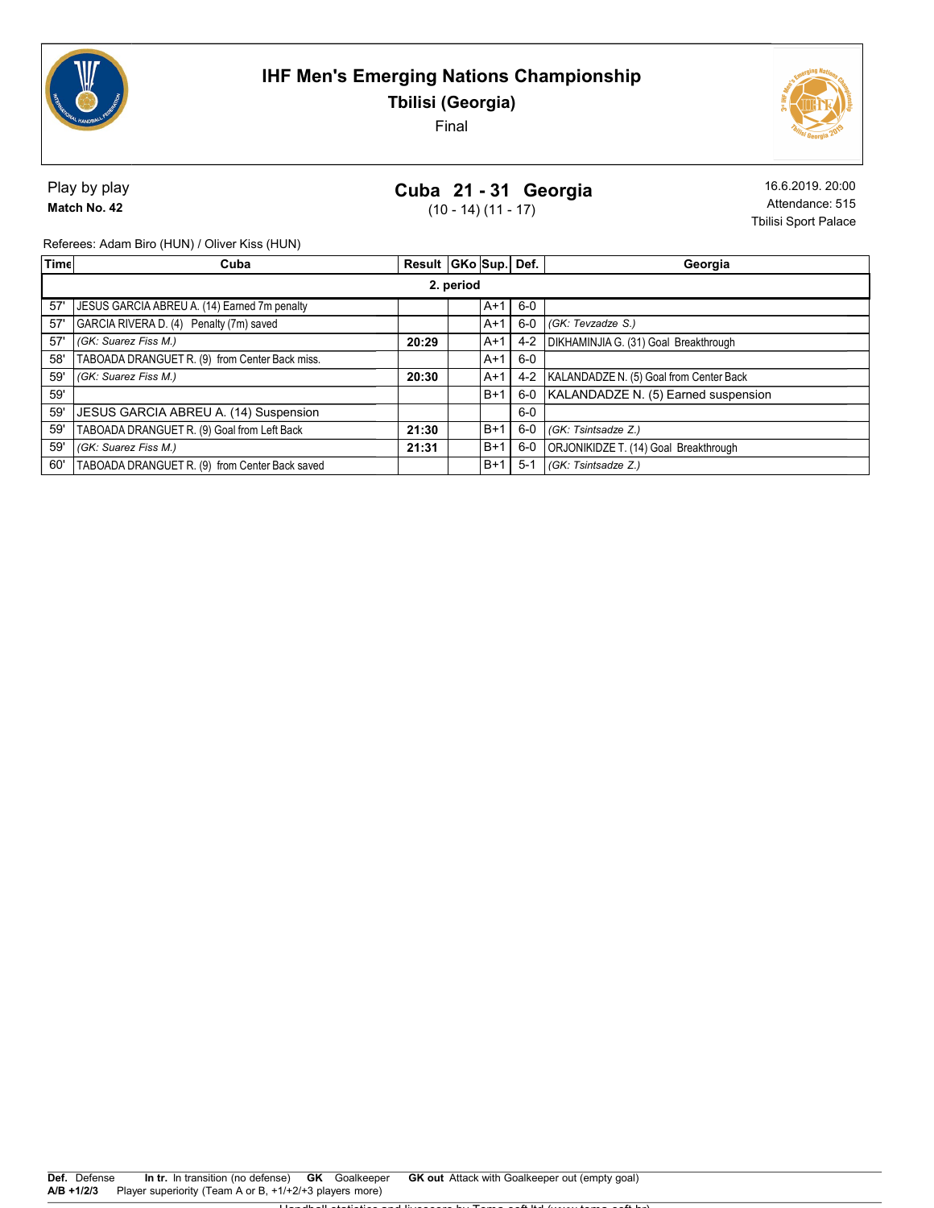# IHF Men's Emerging Nations Championship

## Tbilisi (Georgia)

Final

Play by play

**Match No. 42**

## Cuba 21 - 31 Georgia

(10 - 14) (11 - 17)

16.6.2019. 20:00

Attendance: 515

Tbilisi Sport Palace

Referees: Adam Biro (HUN) / Oliver Kiss (HUN)

| Time | Cuba | Result | GKo | Sup. | Def. | Georgia |
|---|---|---|---|---|---|---|
| | | 2. period | | | | |
| 57' | JESUS GARCIA ABREU A. (14) Earned 7m penalty | | | A+1 | 6-0 | |
| 57' | GARCIA RIVERA D. (4) Penalty (7m) saved | | | A+1 | 6-0 | *(GK: Tevzadze S.)* |
| 57' | *(GK: Suarez Fiss M.)* | **20:29** | | A+1 | 4-2 | DIKHAMINJIA G. (31) Goal Breakthrough |
| 58' | TABOADA DRANGUET R. (9) from Center Back miss. | | | A+1 | 6-0 | |
| 59' | *(GK: Suarez Fiss M.)* | **20:30** | | A+1 | 4-2 | KALANDADZE N. (5) Goal from Center Back |
| 59' | | | | B+1 | 6-0 | KALANDADZE N. (5) Earned suspension |
| 59' | JESUS GARCIA ABREU A. (14) Suspension | | | | 6-0 | |
| 59' | TABOADA DRANGUET R. (9) Goal from Left Back | **21:30** | | B+1 | 6-0 | *(GK: Tsintsadze Z.)* |
| 59' | *(GK: Suarez Fiss M.)* | **21:31** | | B+1 | 6-0 | ORJONIKIDZE T. (14) Goal Breakthrough |
| 60' | TABOADA DRANGUET R. (9) from Center Back saved | | | B+1 | 5-1 | *(GK: Tsintsadze Z.)* |

**Def.** Defense **In tr.** In transition (no defense) **GK** Goalkeeper **GK out** Attack with Goalkeeper out (empty goal)
**A/B +1/2/3** Player superiority (Team A or B, +1/+2/+3 players more)